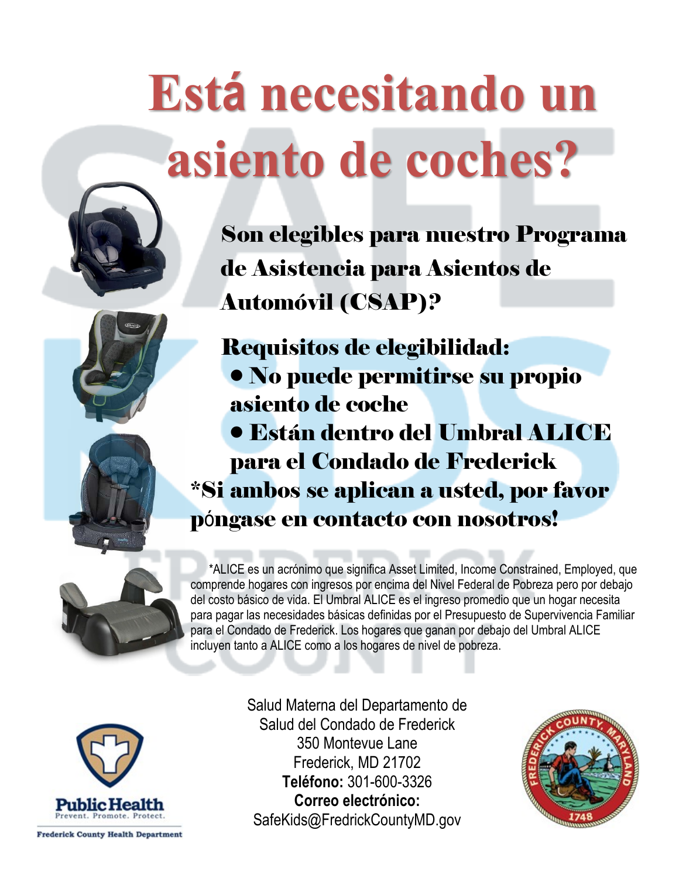# Está necesitando un asiento de coches?

**Son elegibles para nuestro Programa de Asistencia para Asientos de Automóvil (CSAP)?**

**Requisitos de elegibilidad:**

- **No puede permitirse su propio asiento de coche**
- **Están dentro del Umbral ALICE para el Condado de Frederick**

**\*Si ambos se aplican a usted, por favor póngase en contacto con nosotros!**

*ALICE es un acrónimo que significa Asset Limited, Income Constrained, Employed, que comprende hogares con ingresos por encima del Nivel Federal de Pobreza pero por debajo del costo básico de vida. El Umbral ALICE es el ingreso promedio que un hogar necesita para pagar las necesidades básicas definidas por el Presupuesto de Supervivencia Familiar para el Condado de Frederick. Los hogares que ganan por debajo del Umbral ALICE incluyen tanto a ALICE como a los hogares de nivel de pobreza.

Salud Materna del Departamento de Salud del Condado de Frederick
350 Montevue Lane
Frederick, MD 21702
**Teléfono:** 301-600-3326
**Correo electrónico:**
SafeKids@FredrickCountyMD.gov

Public Health
Prevent. Promote. Protect.
Frederick County Health Department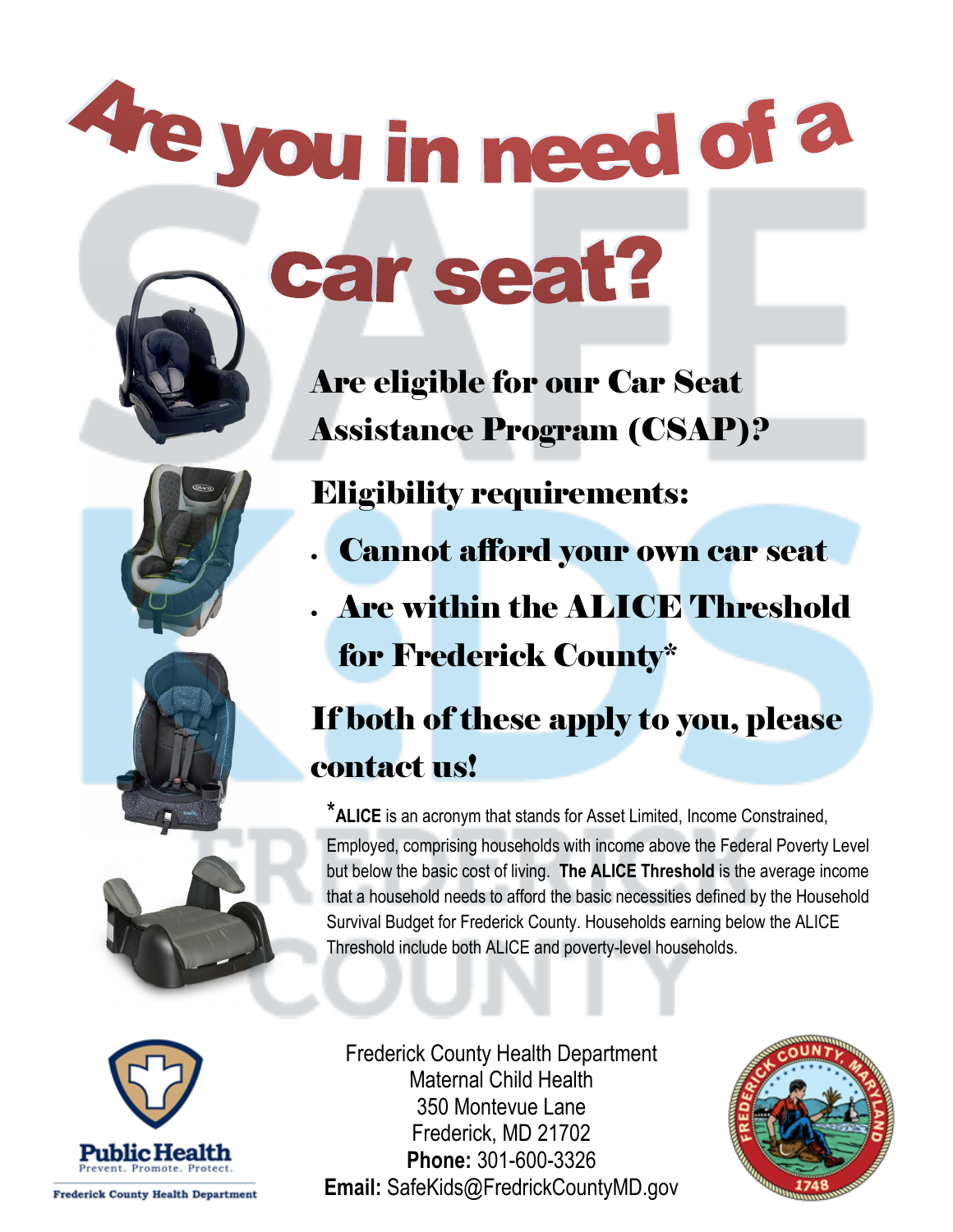# Are you in need of a car seat?

## Are eligible for our Car Seat Assistance Program (CSAP)?

## Eligibility requirements:

- **Cannot afford your own car seat**
- **Are within the ALICE Threshold for Frederick County***

## If both of these apply to you, please contact us!

***ALICE** is an acronym that stands for Asset Limited, Income Constrained, Employed, comprising households with income above the Federal Poverty Level but below the basic cost of living. **The ALICE Threshold** is the average income that a household needs to afford the basic necessities defined by the Household Survival Budget for Frederick County. Households earning below the ALICE Threshold include both ALICE and poverty-level households.

Public Health
Prevent. Promote. Protect.
Frederick County Health Department

Frederick County Health Department
Maternal Child Health
350 Montevue Lane
Frederick, MD 21702
**Phone:** 301-600-3326
**Email:** SafeKids@FredrickCountyMD.gov

FREDERICK COUNTY, MARYLAND
1748